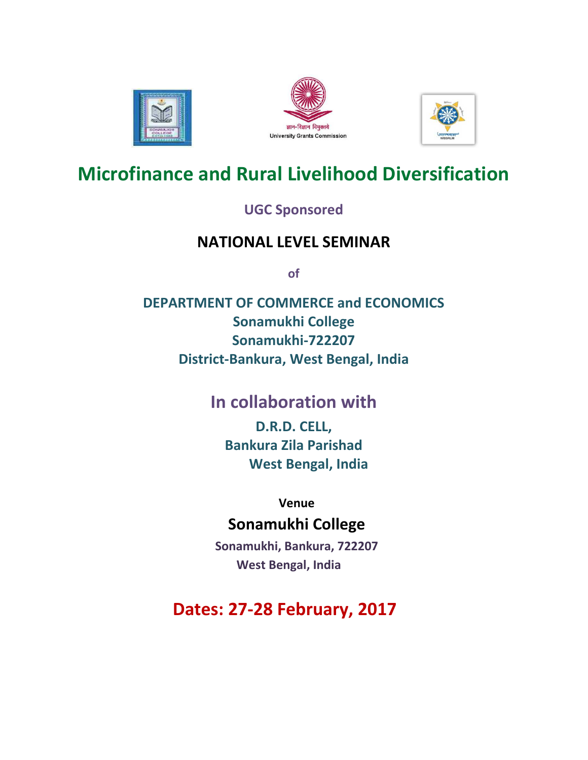ज्ञान-विज्ञान विमुक्तये
University Grants Commission

# Microfinance and Rural Livelihood Diversification

**UGC Sponsored**

## NATIONAL LEVEL SEMINAR

**of**

**DEPARTMENT OF COMMERCE and ECONOMICS**
**Sonamukhi College**
**Sonamukhi-722207**
**District-Bankura, West Bengal, India**

## In collaboration with

**D.R.D. CELL,**
**Bankura Zila Parishad**
**West Bengal, India**

**Venue**

**Sonamukhi College**

**Sonamukhi, Bankura, 722207**
**West Bengal, India**

## Dates: 27-28 February, 2017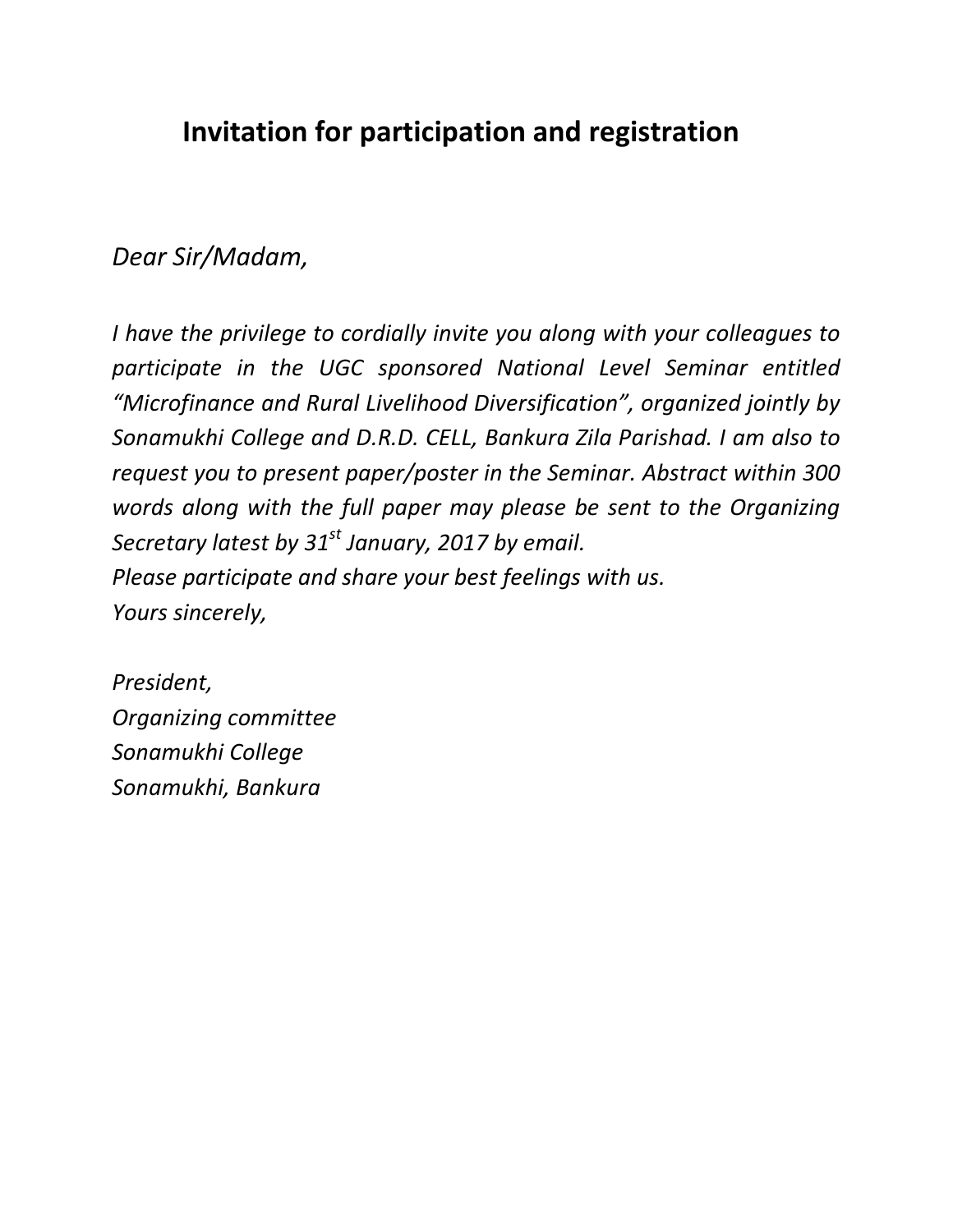# Invitation for participation and registration

*Dear Sir/Madam,*

*I have the privilege to cordially invite you along with your colleagues to participate in the UGC sponsored National Level Seminar entitled "Microfinance and Rural Livelihood Diversification", organized jointly by Sonamukhi College and D.R.D. CELL, Bankura Zila Parishad. I am also to request you to present paper/poster in the Seminar. Abstract within 300 words along with the full paper may please be sent to the Organizing Secretary latest by 31st January, 2017 by email.*

*Please participate and share your best feelings with us.*

*Yours sincerely,*

*President,*
*Organizing committee*
*Sonamukhi College*
*Sonamukhi, Bankura*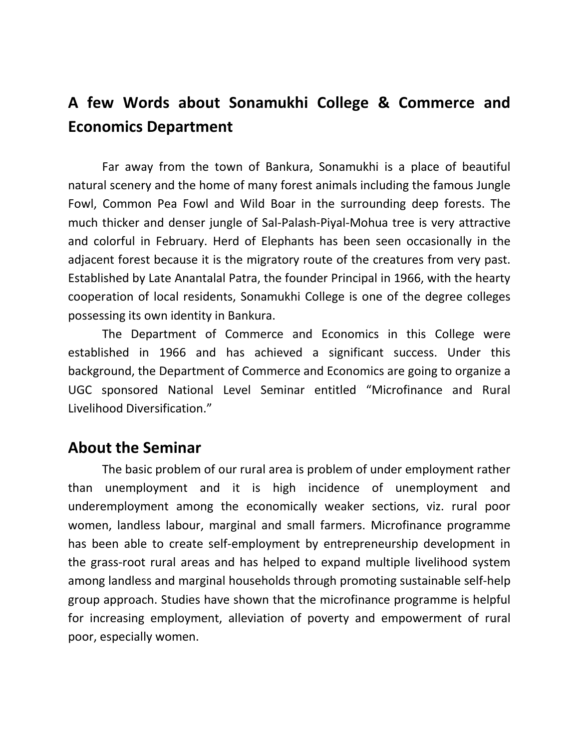## A few Words about Sonamukhi College & Commerce and Economics Department

Far away from the town of Bankura, Sonamukhi is a place of beautiful natural scenery and the home of many forest animals including the famous Jungle Fowl, Common Pea Fowl and Wild Boar in the surrounding deep forests. The much thicker and denser jungle of Sal-Palash-Piyal-Mohua tree is very attractive and colorful in February. Herd of Elephants has been seen occasionally in the adjacent forest because it is the migratory route of the creatures from very past. Established by Late Anantalal Patra, the founder Principal in 1966, with the hearty cooperation of local residents, Sonamukhi College is one of the degree colleges possessing its own identity in Bankura.

The Department of Commerce and Economics in this College were established in 1966 and has achieved a significant success. Under this background, the Department of Commerce and Economics are going to organize a UGC sponsored National Level Seminar entitled "Microfinance and Rural Livelihood Diversification."

## About the Seminar

The basic problem of our rural area is problem of under employment rather than unemployment and it is high incidence of unemployment and underemployment among the economically weaker sections, viz. rural poor women, landless labour, marginal and small farmers. Microfinance programme has been able to create self-employment by entrepreneurship development in the grass-root rural areas and has helped to expand multiple livelihood system among landless and marginal households through promoting sustainable self-help group approach. Studies have shown that the microfinance programme is helpful for increasing employment, alleviation of poverty and empowerment of rural poor, especially women.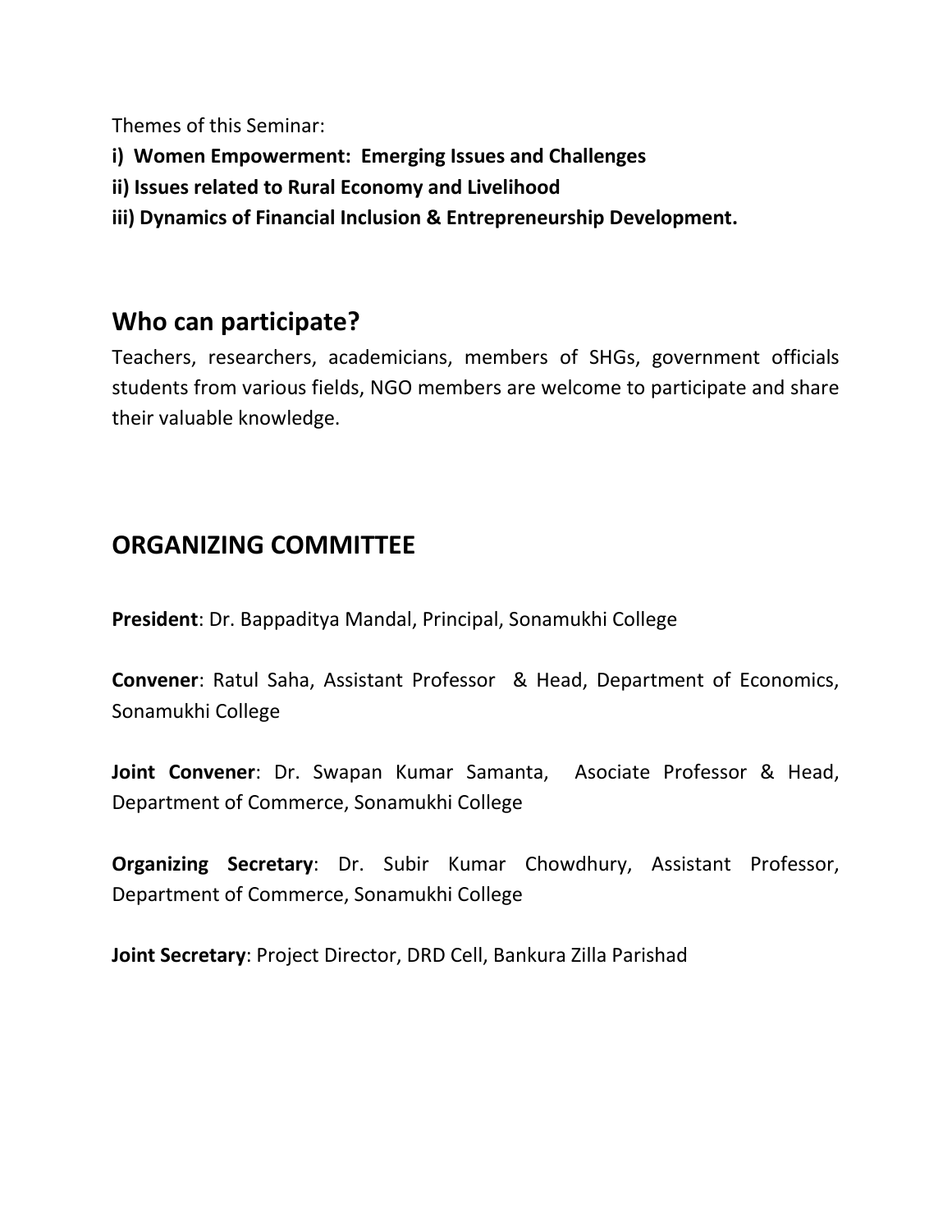Themes of this Seminar:

**i) Women Empowerment: Emerging Issues and Challenges**

**ii) Issues related to Rural Economy and Livelihood**

**iii) Dynamics of Financial Inclusion & Entrepreneurship Development.**

## Who can participate?

Teachers, researchers, academicians, members of SHGs, government officials students from various fields, NGO members are welcome to participate and share their valuable knowledge.

## ORGANIZING COMMITTEE

**President**: Dr. Bappaditya Mandal, Principal, Sonamukhi College

**Convener**: Ratul Saha, Assistant Professor & Head, Department of Economics, Sonamukhi College

**Joint Convener**: Dr. Swapan Kumar Samanta, Asociate Professor & Head, Department of Commerce, Sonamukhi College

**Organizing Secretary**: Dr. Subir Kumar Chowdhury, Assistant Professor, Department of Commerce, Sonamukhi College

**Joint Secretary**: Project Director, DRD Cell, Bankura Zilla Parishad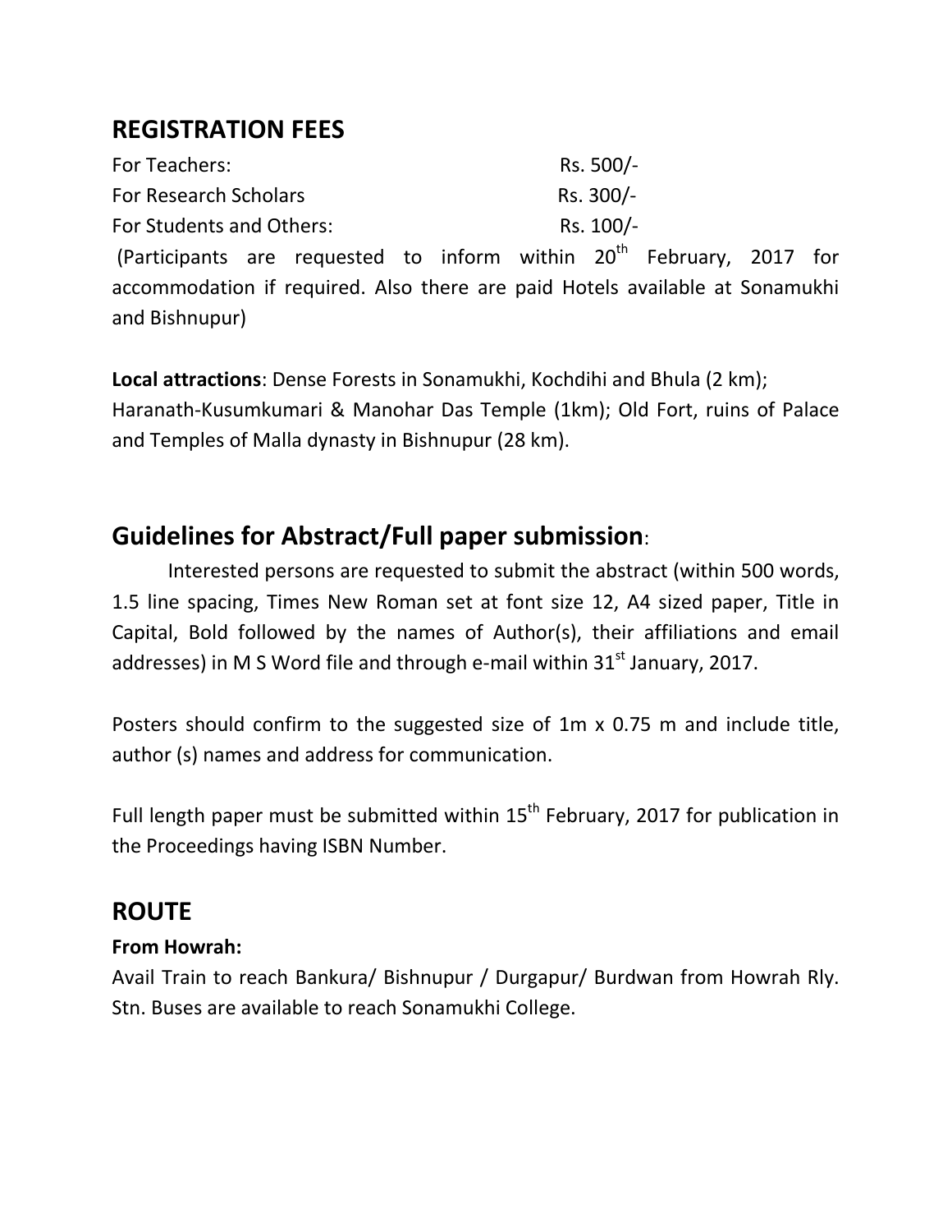## REGISTRATION FEES

| | |
|---|---|
| For Teachers: | Rs. 500/- |
| For Research Scholars | Rs. 300/- |
| For Students and Others: | Rs. 100/- |

(Participants are requested to inform within 20th February, 2017 for accommodation if required. Also there are paid Hotels available at Sonamukhi and Bishnupur)

**Local attractions**: Dense Forests in Sonamukhi, Kochdihi and Bhula (2 km); Haranath-Kusumkumari & Manohar Das Temple (1km); Old Fort, ruins of Palace and Temples of Malla dynasty in Bishnupur (28 km).

## Guidelines for Abstract/Full paper submission:

Interested persons are requested to submit the abstract (within 500 words, 1.5 line spacing, Times New Roman set at font size 12, A4 sized paper, Title in Capital, Bold followed by the names of Author(s), their affiliations and email addresses) in M S Word file and through e-mail within 31st January, 2017.

Posters should confirm to the suggested size of 1m x 0.75 m and include title, author (s) names and address for communication.

Full length paper must be submitted within 15th February, 2017 for publication in the Proceedings having ISBN Number.

## ROUTE

**From Howrah:**

Avail Train to reach Bankura/ Bishnupur / Durgapur/ Burdwan from Howrah Rly. Stn. Buses are available to reach Sonamukhi College.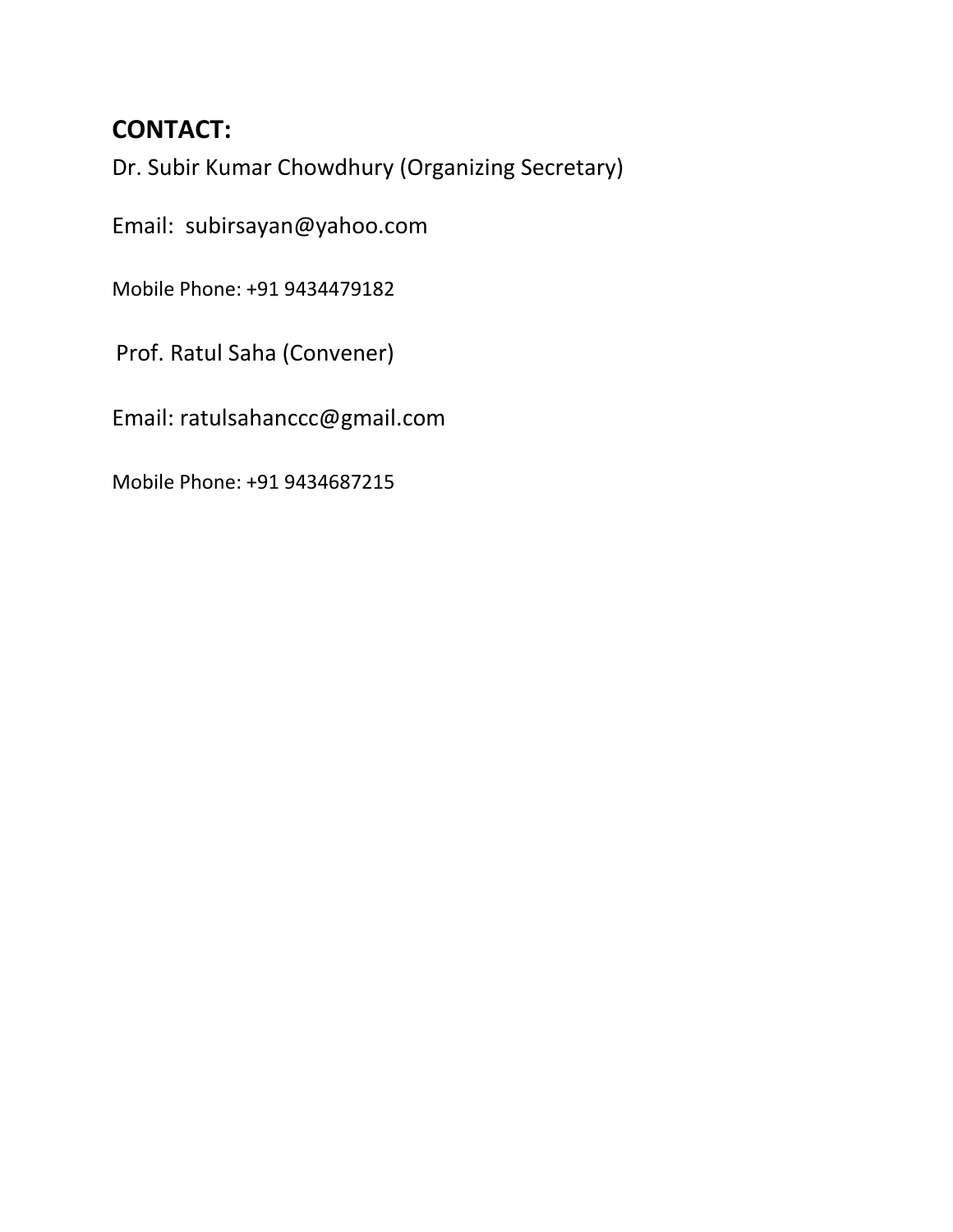## CONTACT:

Dr. Subir Kumar Chowdhury (Organizing Secretary)

Email: subirsayan@yahoo.com

Mobile Phone: +91 9434479182

Prof. Ratul Saha (Convener)

Email: ratulsahanccc@gmail.com

Mobile Phone: +91 9434687215